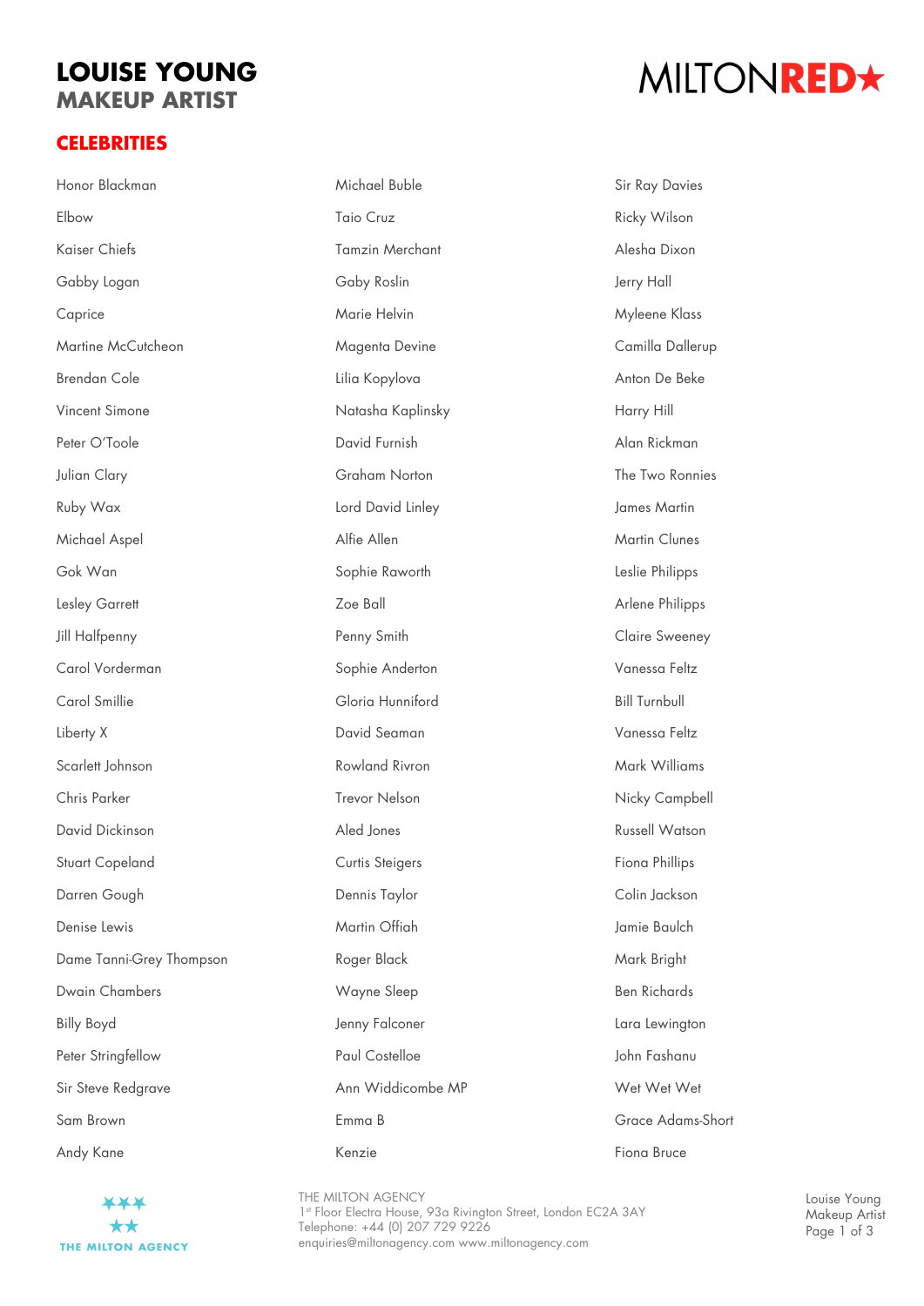# LOUISE YOUNG
## MAKEUP ARTIST

MILTONRED★

## CELEBRITIES

Honor Blackman
Elbow
Kaiser Chiefs
Gabby Logan
Caprice
Martine McCutcheon
Brendan Cole
Vincent Simone
Peter O'Toole
Julian Clary
Ruby Wax
Michael Aspel
Gok Wan
Lesley Garrett
Jill Halfpenny
Carol Vorderman
Carol Smillie
Liberty X
Scarlett Johnson
Chris Parker
David Dickinson
Stuart Copeland
Darren Gough
Denise Lewis
Dame Tanni-Grey Thompson
Dwain Chambers
Billy Boyd
Peter Stringfellow
Sir Steve Redgrave
Sam Brown
Andy Kane

Michael Buble
Taio Cruz
Tamzin Merchant
Gaby Roslin
Marie Helvin
Magenta Devine
Lilia Kopylova
Natasha Kaplinsky
David Furnish
Graham Norton
Lord David Linley
Alfie Allen
Sophie Raworth
Zoe Ball
Penny Smith
Sophie Anderton
Gloria Hunniford
David Seaman
Rowland Rivron
Trevor Nelson
Aled Jones
Curtis Steigers
Dennis Taylor
Martin Offiah
Roger Black
Wayne Sleep
Jenny Falconer
Paul Costelloe
Ann Widdicombe MP
Emma B
Kenzie

Sir Ray Davies
Ricky Wilson
Alesha Dixon
Jerry Hall
Myleene Klass
Camilla Dallerup
Anton De Beke
Harry Hill
Alan Rickman
The Two Ronnies
James Martin
Martin Clunes
Leslie Philipps
Arlene Philipps
Claire Sweeney
Vanessa Feltz
Bill Turnbull
Vanessa Feltz
Mark Williams
Nicky Campbell
Russell Watson
Fiona Phillips
Colin Jackson
Jamie Baulch
Mark Bright
Ben Richards
Lara Lewington
John Fashanu
Wet Wet Wet
Grace Adams-Short
Fiona Bruce

THE MILTON AGENCY
1st Floor Electra House, 93a Rivington Street, London EC2A 3AY
Telephone: +44 (0) 207 729 9226
enquiries@miltonagency.com www.miltonagency.com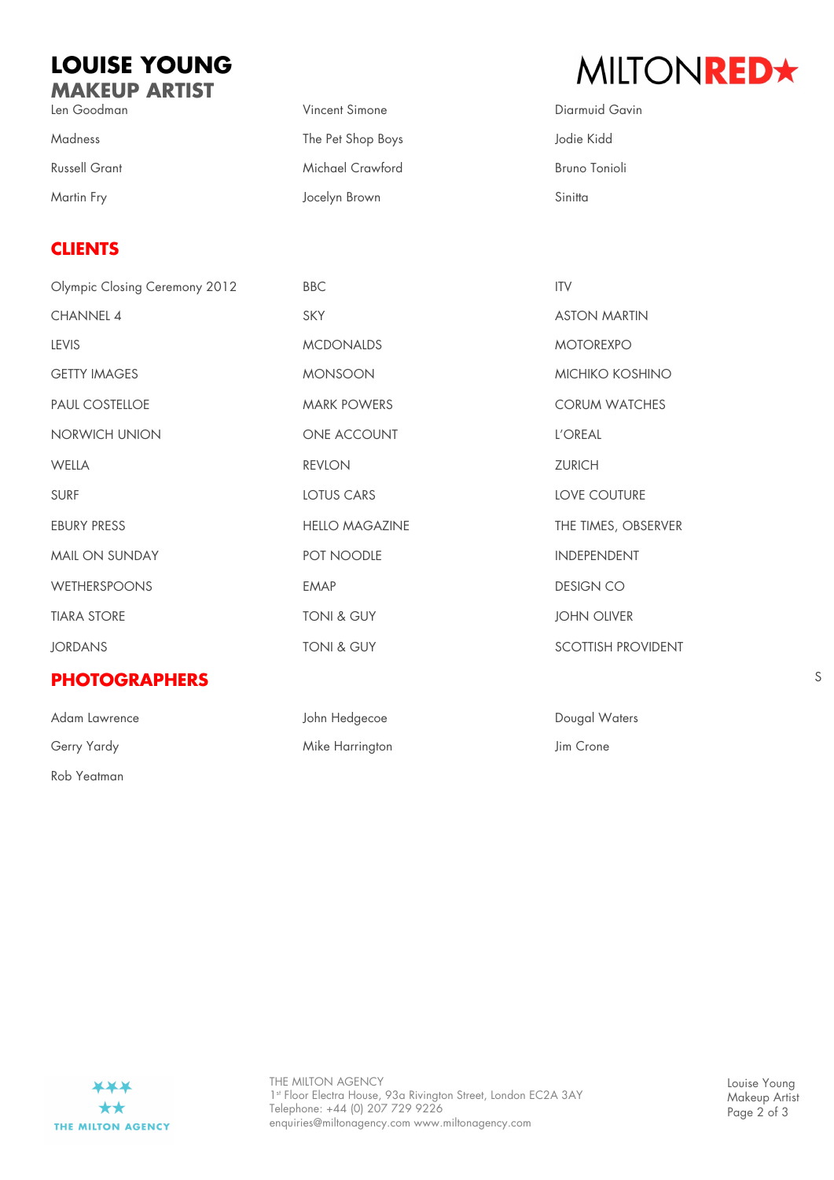# LOUISE YOUNG
## MAKEUP ARTIST

MILTONRED★

| | | |
|---|---|---|
| Len Goodman | Vincent Simone | Diarmuid Gavin |
| Madness | The Pet Shop Boys | Jodie Kidd |
| Russell Grant | Michael Crawford | Bruno Tonioli |
| Martin Fry | Jocelyn Brown | Sinitta |

## CLIENTS

| | | |
|---|---|---|
| Olympic Closing Ceremony 2012 | BBC | ITV |
| CHANNEL 4 | SKY | ASTON MARTIN |
| LEVIS | MCDONALDS | MOTOREXPO |
| GETTY IMAGES | MONSOON | MICHIKO KOSHINO |
| PAUL COSTELLOE | MARK POWERS | CORUM WATCHES |
| NORWICH UNION | ONE ACCOUNT | L'OREAL |
| WELLA | REVLON | ZURICH |
| SURF | LOTUS CARS | LOVE COUTURE |
| EBURY PRESS | HELLO MAGAZINE | THE TIMES, OBSERVER |
| MAIL ON SUNDAY | POT NOODLE | INDEPENDENT |
| WETHERSPOONS | EMAP | DESIGN CO |
| TIARA STORE | TONI & GUY | JOHN OLIVER |
| JORDANS | TONI & GUY | SCOTTISH PROVIDENT |

## PHOTOGRAPHERS

S

| | | |
|---|---|---|
| Adam Lawrence | John Hedgecoe | Dougal Waters |
| Gerry Yardy | Mike Harrington | Jim Crone |
| Rob Yeatman | | |

THE MILTON AGENCY
1st Floor Electra House, 93a Rivington Street, London EC2A 3AY
Telephone: +44 (0) 207 729 9226
enquiries@miltonagency.com www.miltonagency.com